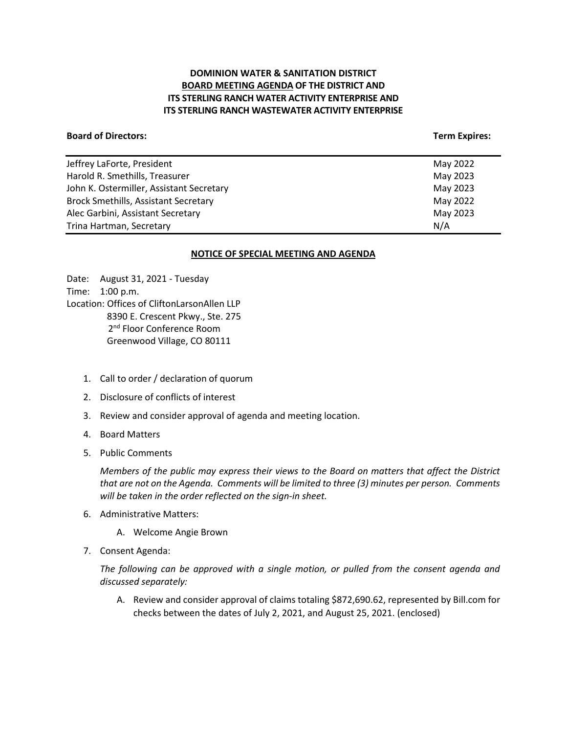**DOMINION WATER & SANITATION DISTRICT**
**BOARD MEETING AGENDA OF THE DISTRICT AND**
**ITS STERLING RANCH WATER ACTIVITY ENTERPRISE AND**
**ITS STERLING RANCH WASTEWATER ACTIVITY ENTERPRISE**

| **Board of Directors:** | **Term Expires:** |
|---|---|
| Jeffrey LaForte, President | May 2022 |
| Harold R. Smethills, Treasurer | May 2023 |
| John K. Ostermiller, Assistant Secretary | May 2023 |
| Brock Smethills, Assistant Secretary | May 2022 |
| Alec Garbini, Assistant Secretary | May 2023 |
| Trina Hartman, Secretary | N/A |

**NOTICE OF SPECIAL MEETING AND AGENDA**

Date: August 31, 2021 - Tuesday
Time: 1:00 p.m.
Location: Offices of CliftonLarsonAllen LLP
8390 E. Crescent Pkwy., Ste. 275
2nd Floor Conference Room
Greenwood Village, CO 80111

1. Call to order / declaration of quorum
2. Disclosure of conflicts of interest
3. Review and consider approval of agenda and meeting location.
4. Board Matters
5. Public Comments

   *Members of the public may express their views to the Board on matters that affect the District that are not on the Agenda. Comments will be limited to three (3) minutes per person. Comments will be taken in the order reflected on the sign-in sheet.*

6. Administrative Matters:
   A. Welcome Angie Brown
7. Consent Agenda:

   *The following can be approved with a single motion, or pulled from the consent agenda and discussed separately:*

   A. Review and consider approval of claims totaling $872,690.62, represented by Bill.com for checks between the dates of July 2, 2021, and August 25, 2021. (enclosed)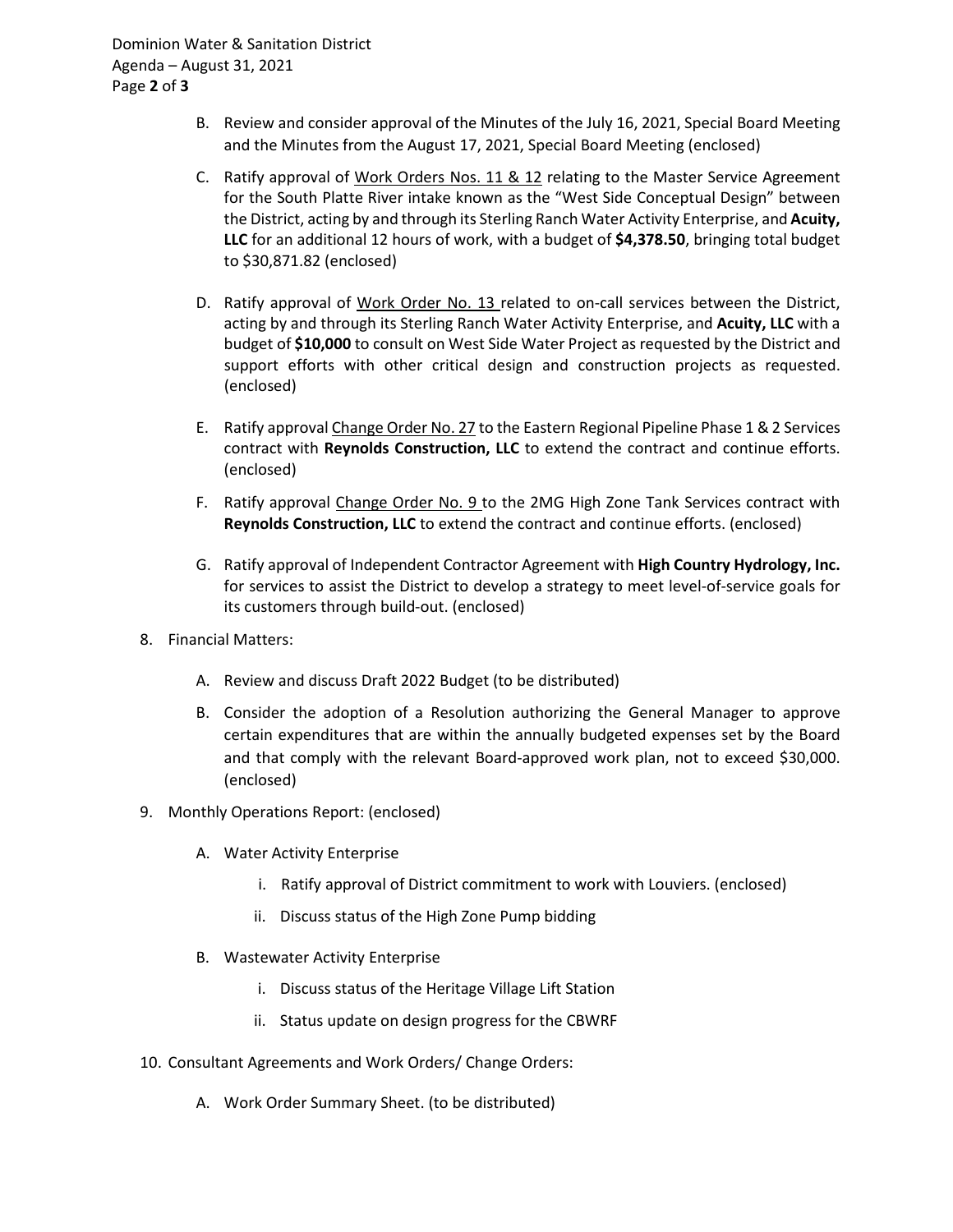B. Review and consider approval of the Minutes of the July 16, 2021, Special Board Meeting and the Minutes from the August 17, 2021, Special Board Meeting (enclosed)

C. Ratify approval of Work Orders Nos. 11 & 12 relating to the Master Service Agreement for the South Platte River intake known as the "West Side Conceptual Design" between the District, acting by and through its Sterling Ranch Water Activity Enterprise, and **Acuity, LLC** for an additional 12 hours of work, with a budget of **$4,378.50**, bringing total budget to $30,871.82 (enclosed)

D. Ratify approval of Work Order No. 13 related to on-call services between the District, acting by and through its Sterling Ranch Water Activity Enterprise, and **Acuity, LLC** with a budget of **$10,000** to consult on West Side Water Project as requested by the District and support efforts with other critical design and construction projects as requested. (enclosed)

E. Ratify approval Change Order No. 27 to the Eastern Regional Pipeline Phase 1 & 2 Services contract with **Reynolds Construction, LLC** to extend the contract and continue efforts. (enclosed)

F. Ratify approval Change Order No. 9 to the 2MG High Zone Tank Services contract with **Reynolds Construction, LLC** to extend the contract and continue efforts. (enclosed)

G. Ratify approval of Independent Contractor Agreement with **High Country Hydrology, Inc.** for services to assist the District to develop a strategy to meet level-of-service goals for its customers through build-out. (enclosed)

8. Financial Matters:

   A. Review and discuss Draft 2022 Budget (to be distributed)

   B. Consider the adoption of a Resolution authorizing the General Manager to approve certain expenditures that are within the annually budgeted expenses set by the Board and that comply with the relevant Board-approved work plan, not to exceed $30,000. (enclosed)

9. Monthly Operations Report: (enclosed)

   A. Water Activity Enterprise

      i. Ratify approval of District commitment to work with Louviers. (enclosed)

      ii. Discuss status of the High Zone Pump bidding

   B. Wastewater Activity Enterprise

      i. Discuss status of the Heritage Village Lift Station

      ii. Status update on design progress for the CBWRF

10. Consultant Agreements and Work Orders/ Change Orders:

   A. Work Order Summary Sheet. (to be distributed)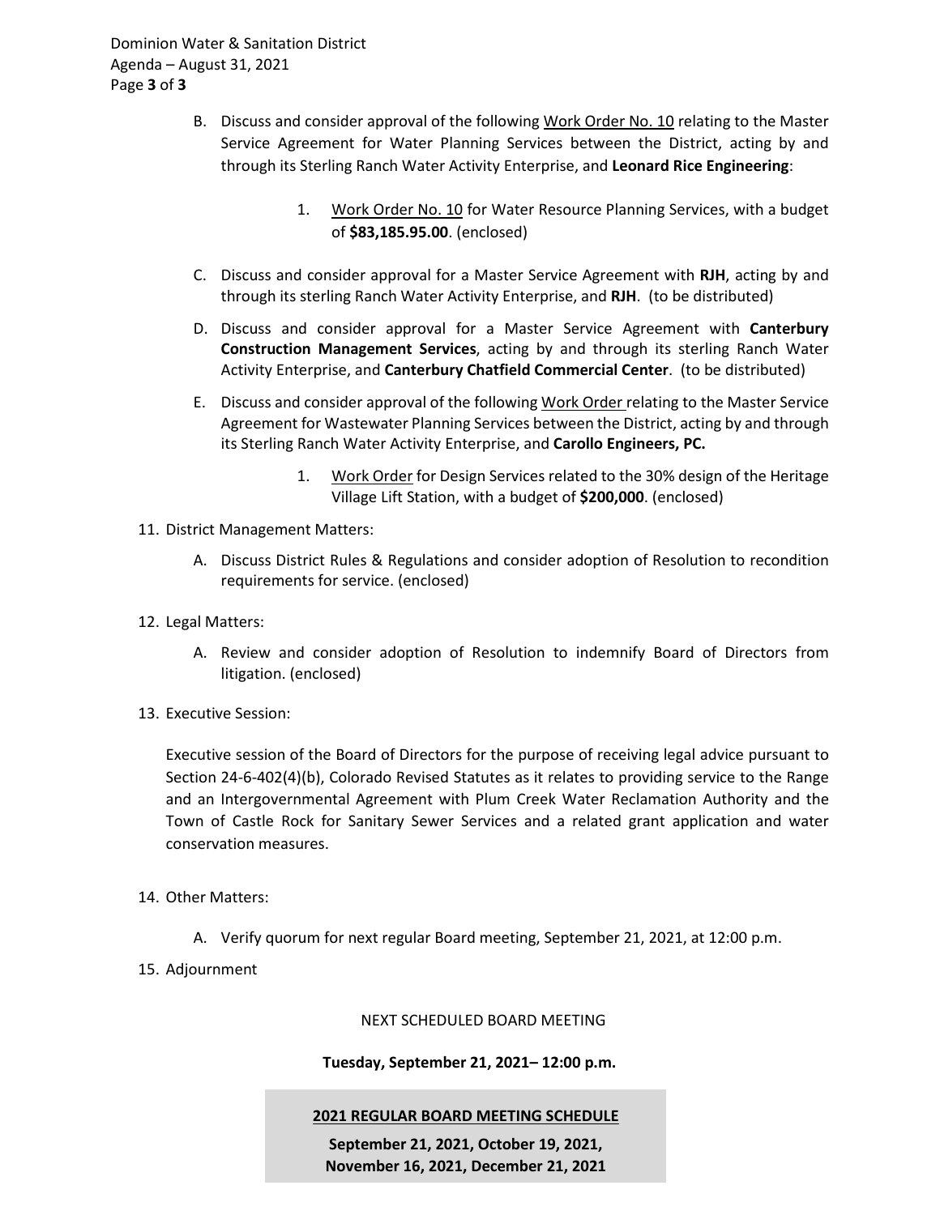B. Discuss and consider approval of the following Work Order No. 10 relating to the Master Service Agreement for Water Planning Services between the District, acting by and through its Sterling Ranch Water Activity Enterprise, and **Leonard Rice Engineering**:

   1. Work Order No. 10 for Water Resource Planning Services, with a budget of **$83,185.95.00**. (enclosed)

C. Discuss and consider approval for a Master Service Agreement with **RJH**, acting by and through its sterling Ranch Water Activity Enterprise, and **RJH**. (to be distributed)

D. Discuss and consider approval for a Master Service Agreement with **Canterbury Construction Management Services**, acting by and through its sterling Ranch Water Activity Enterprise, and **Canterbury Chatfield Commercial Center**. (to be distributed)

E. Discuss and consider approval of the following Work Order relating to the Master Service Agreement for Wastewater Planning Services between the District, acting by and through its Sterling Ranch Water Activity Enterprise, and **Carollo Engineers, PC.**

   1. Work Order for Design Services related to the 30% design of the Heritage Village Lift Station, with a budget of **$200,000**. (enclosed)

11. District Management Matters:

    A. Discuss District Rules & Regulations and consider adoption of Resolution to recondition requirements for service. (enclosed)

12. Legal Matters:

    A. Review and consider adoption of Resolution to indemnify Board of Directors from litigation. (enclosed)

13. Executive Session:

    Executive session of the Board of Directors for the purpose of receiving legal advice pursuant to Section 24-6-402(4)(b), Colorado Revised Statutes as it relates to providing service to the Range and an Intergovernmental Agreement with Plum Creek Water Reclamation Authority and the Town of Castle Rock for Sanitary Sewer Services and a related grant application and water conservation measures.

14. Other Matters:

    A. Verify quorum for next regular Board meeting, September 21, 2021, at 12:00 p.m.

15. Adjournment

NEXT SCHEDULED BOARD MEETING

**Tuesday, September 21, 2021– 12:00 p.m.**

**2021 REGULAR BOARD MEETING SCHEDULE**

**September 21, 2021, October 19, 2021, November 16, 2021, December 21, 2021**